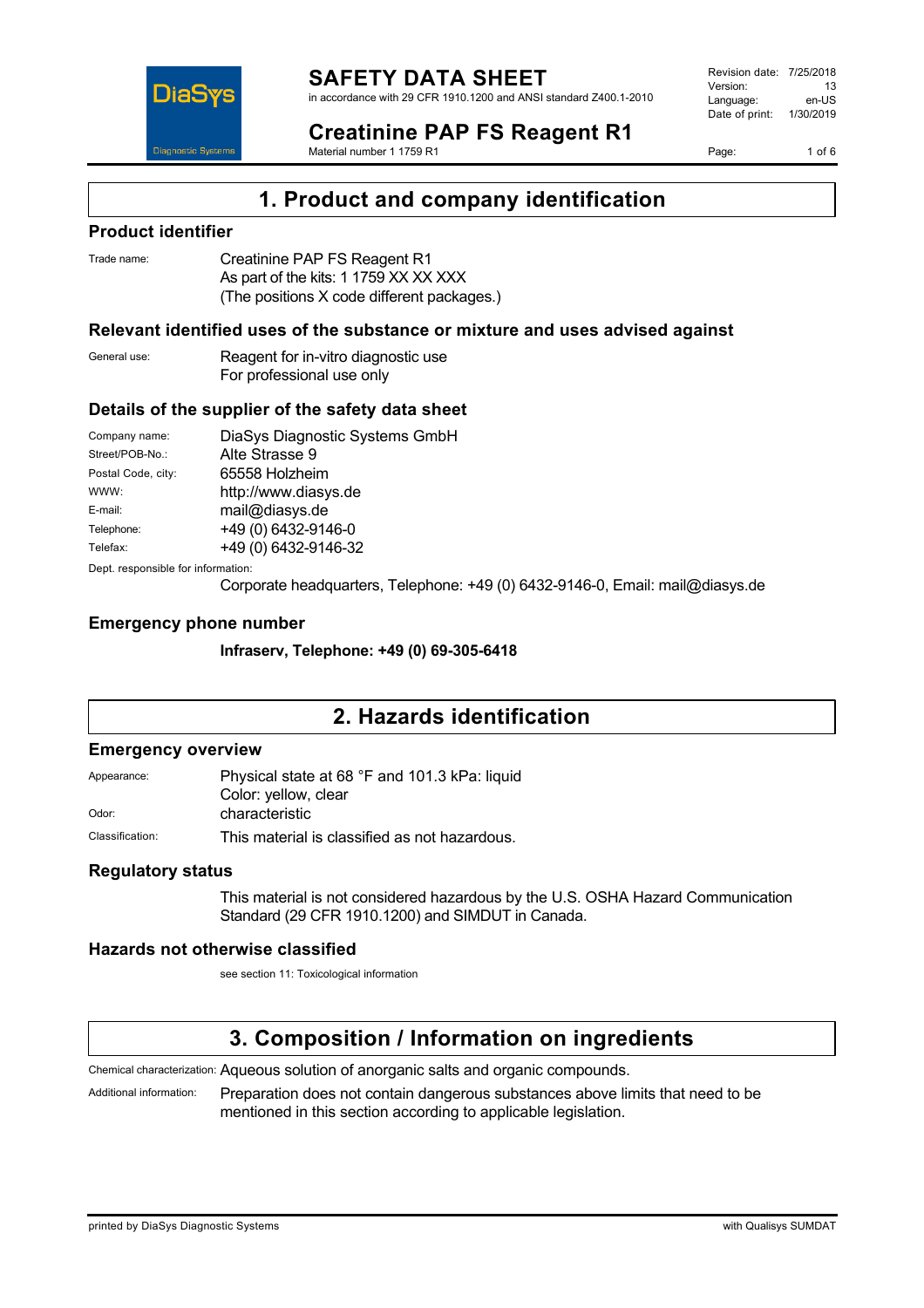# SAFETY DATA SHEET

in accordance with 29 CFR 1910.1200 and ANSI standard Z400.1-2010

Revision date: 7/25/2018
Version: 13
Language: en-US
Date of print: 1/30/2019

# Creatinine PAP FS Reagent R1

Material number 1 1759 R1

## 1. Product and company identification

### Product identifier

Trade name: Creatinine PAP FS Reagent R1
As part of the kits: 1 1759 XX XX XXX
(The positions X code different packages.)

### Relevant identified uses of the substance or mixture and uses advised against

General use: Reagent for in-vitro diagnostic use
For professional use only

### Details of the supplier of the safety data sheet

| | |
|---|---|
| Company name: | DiaSys Diagnostic Systems GmbH |
| Street/POB-No.: | Alte Strasse 9 |
| Postal Code, city: | 65558 Holzheim |
| WWW: | http://www.diasys.de |
| E-mail: | mail@diasys.de |
| Telephone: | +49 (0) 6432-9146-0 |
| Telefax: | +49 (0) 6432-9146-32 |

Dept. responsible for information:
Corporate headquarters, Telephone: +49 (0) 6432-9146-0, Email: mail@diasys.de

### Emergency phone number

**Infraserv, Telephone: +49 (0) 69-305-6418**

## 2. Hazards identification

### Emergency overview

Appearance: Physical state at 68 °F and 101.3 kPa: liquid
Color: yellow, clear

Odor: characteristic

Classification: This material is classified as not hazardous.

### Regulatory status

This material is not considered hazardous by the U.S. OSHA Hazard Communication Standard (29 CFR 1910.1200) and SIMDUT in Canada.

### Hazards not otherwise classified

see section 11: Toxicological information

## 3. Composition / Information on ingredients

Chemical characterization: Aqueous solution of anorganic salts and organic compounds.

Additional information: Preparation does not contain dangerous substances above limits that need to be mentioned in this section according to applicable legislation.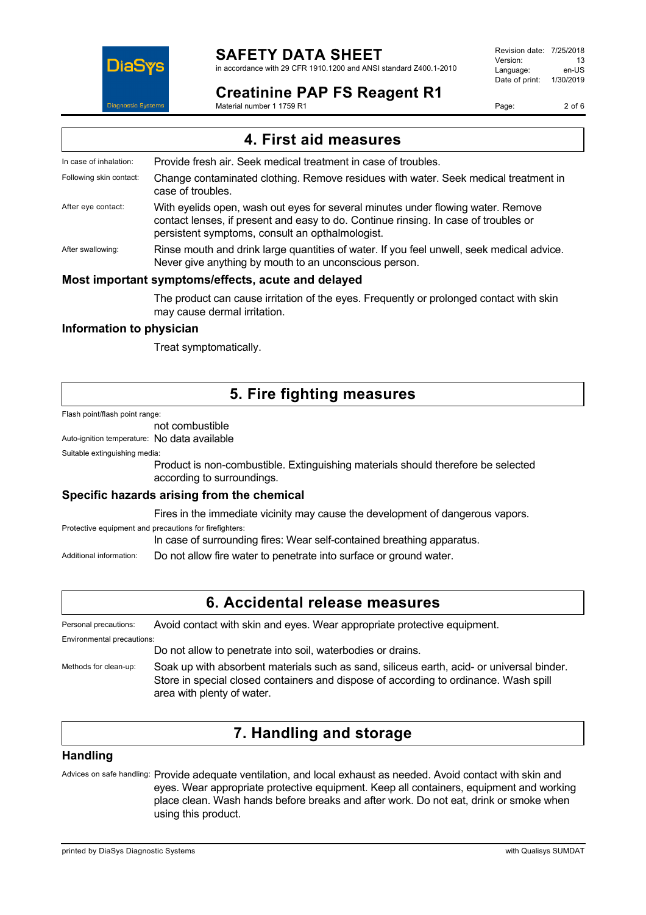## 4. First aid measures

In case of inhalation: Provide fresh air. Seek medical treatment in case of troubles.

Following skin contact: Change contaminated clothing. Remove residues with water. Seek medical treatment in case of troubles.

After eye contact: With eyelids open, wash out eyes for several minutes under flowing water. Remove contact lenses, if present and easy to do. Continue rinsing. In case of troubles or persistent symptoms, consult an opthalmologist.

After swallowing: Rinse mouth and drink large quantities of water. If you feel unwell, seek medical advice. Never give anything by mouth to an unconscious person.

### Most important symptoms/effects, acute and delayed

The product can cause irritation of the eyes. Frequently or prolonged contact with skin may cause dermal irritation.

### Information to physician

Treat symptomatically.

## 5. Fire fighting measures

Flash point/flash point range:
not combustible

Auto-ignition temperature: No data available

Suitable extinguishing media:
Product is non-combustible. Extinguishing materials should therefore be selected according to surroundings.

### Specific hazards arising from the chemical

Fires in the immediate vicinity may cause the development of dangerous vapors.

Protective equipment and precautions for firefighters:
In case of surrounding fires: Wear self-contained breathing apparatus.

Additional information: Do not allow fire water to penetrate into surface or ground water.

## 6. Accidental release measures

Personal precautions: Avoid contact with skin and eyes. Wear appropriate protective equipment.

Environmental precautions:
Do not allow to penetrate into soil, waterbodies or drains.

Methods for clean-up: Soak up with absorbent materials such as sand, siliceus earth, acid- or universal binder. Store in special closed containers and dispose of according to ordinance. Wash spill area with plenty of water.

## 7. Handling and storage

### Handling

Advices on safe handling: Provide adequate ventilation, and local exhaust as needed. Avoid contact with skin and eyes. Wear appropriate protective equipment. Keep all containers, equipment and working place clean. Wash hands before breaks and after work. Do not eat, drink or smoke when using this product.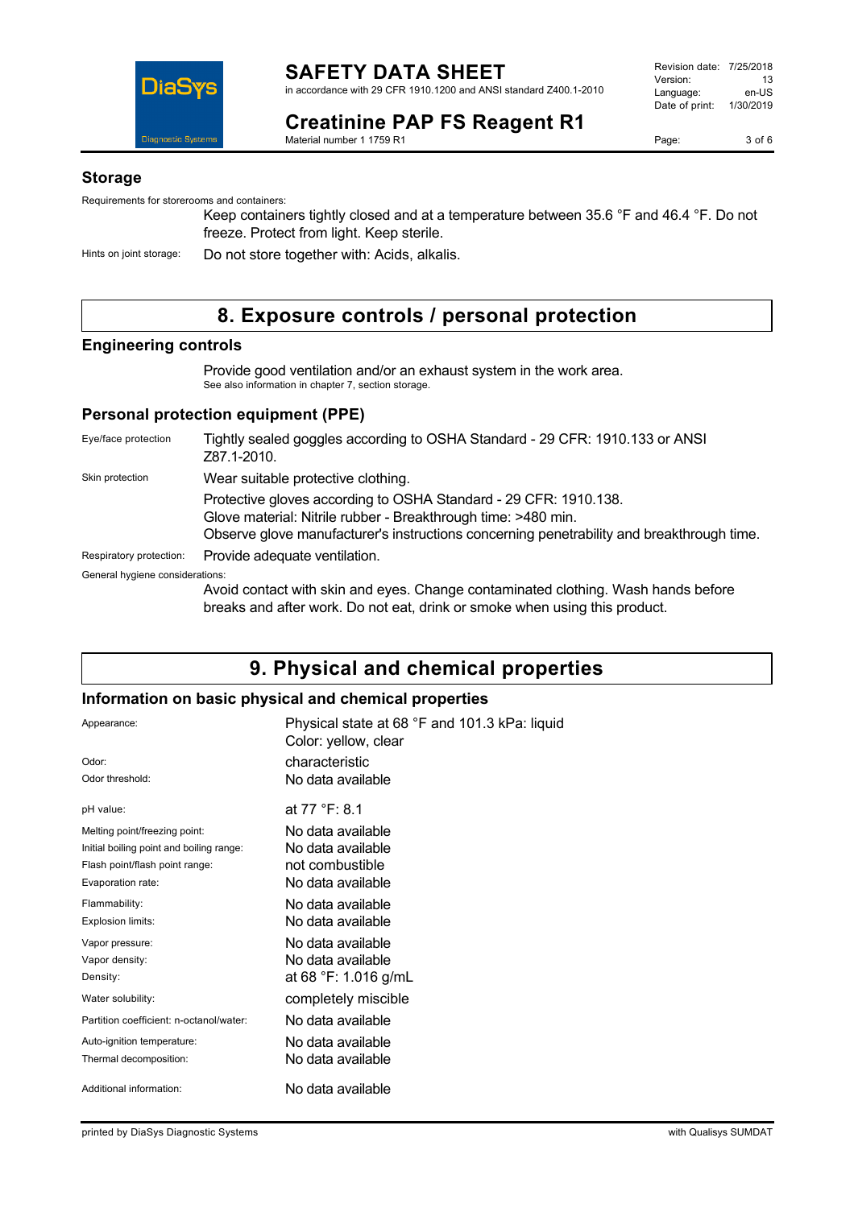### Storage

Requirements for storerooms and containers:

Keep containers tightly closed and at a temperature between 35.6 °F and 46.4 °F. Do not freeze. Protect from light. Keep sterile.

Hints on joint storage: Do not store together with: Acids, alkalis.

## 8. Exposure controls / personal protection

### Engineering controls

Provide good ventilation and/or an exhaust system in the work area.
See also information in chapter 7, section storage.

### Personal protection equipment (PPE)

| | |
|---|---|
| Eye/face protection | Tightly sealed goggles according to OSHA Standard - 29 CFR: 1910.133 or ANSI Z87.1-2010. |
| Skin protection | Wear suitable protective clothing. |
| | Protective gloves according to OSHA Standard - 29 CFR: 1910.138. Glove material: Nitrile rubber - Breakthrough time: >480 min. Observe glove manufacturer's instructions concerning penetrability and breakthrough time. |
| Respiratory protection: | Provide adequate ventilation. |

General hygiene considerations:

Avoid contact with skin and eyes. Change contaminated clothing. Wash hands before breaks and after work. Do not eat, drink or smoke when using this product.

## 9. Physical and chemical properties

### Information on basic physical and chemical properties

| | |
|---|---|
| Appearance: | Physical state at 68 °F and 101.3 kPa: liquid<br>Color: yellow, clear |
| Odor: | characteristic |
| Odor threshold: | No data available |
| pH value: | at 77 °F: 8.1 |
| Melting point/freezing point: | No data available |
| Initial boiling point and boiling range: | No data available |
| Flash point/flash point range: | not combustible |
| Evaporation rate: | No data available |
| Flammability: | No data available |
| Explosion limits: | No data available |
| Vapor pressure: | No data available |
| Vapor density: | No data available |
| Density: | at 68 °F: 1.016 g/mL |
| Water solubility: | completely miscible |
| Partition coefficient: n-octanol/water: | No data available |
| Auto-ignition temperature: | No data available |
| Thermal decomposition: | No data available |
| Additional information: | No data available |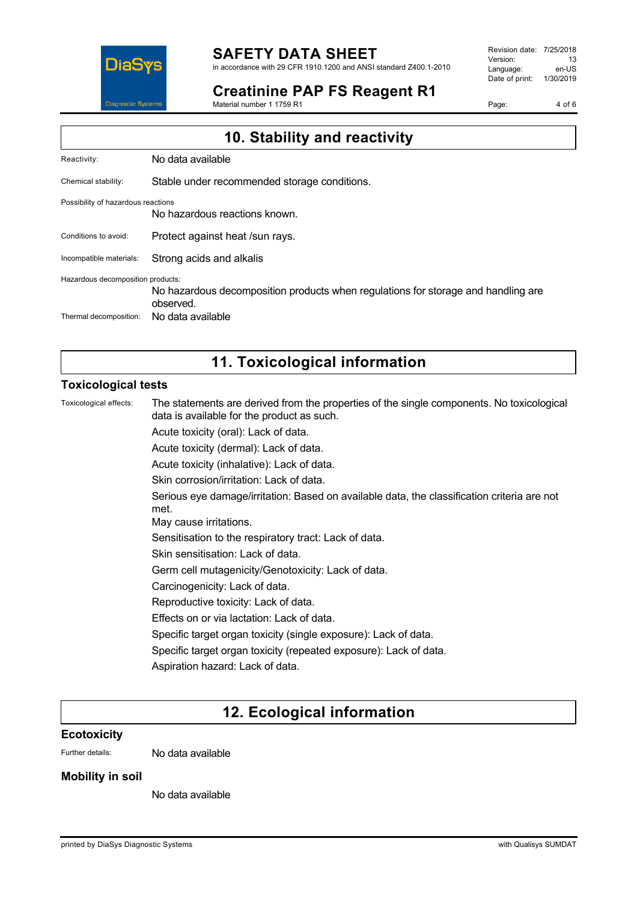## 10. Stability and reactivity

Reactivity: No data available

Chemical stability: Stable under recommended storage conditions.

Possibility of hazardous reactions

No hazardous reactions known.

Conditions to avoid: Protect against heat /sun rays.

Incompatible materials: Strong acids and alkalis

Hazardous decomposition products:

No hazardous decomposition products when regulations for storage and handling are observed.

Thermal decomposition: No data available

## 11. Toxicological information

### Toxicological tests

Toxicological effects: The statements are derived from the properties of the single components. No toxicological data is available for the product as such.

Acute toxicity (oral): Lack of data.

Acute toxicity (dermal): Lack of data.

Acute toxicity (inhalative): Lack of data.

Skin corrosion/irritation: Lack of data.

Serious eye damage/irritation: Based on available data, the classification criteria are not met.

May cause irritations.

Sensitisation to the respiratory tract: Lack of data.

Skin sensitisation: Lack of data.

Germ cell mutagenicity/Genotoxicity: Lack of data.

Carcinogenicity: Lack of data.

Reproductive toxicity: Lack of data.

Effects on or via lactation: Lack of data.

Specific target organ toxicity (single exposure): Lack of data.

Specific target organ toxicity (repeated exposure): Lack of data.

Aspiration hazard: Lack of data.

## 12. Ecological information

### Ecotoxicity

Further details: No data available

### Mobility in soil

No data available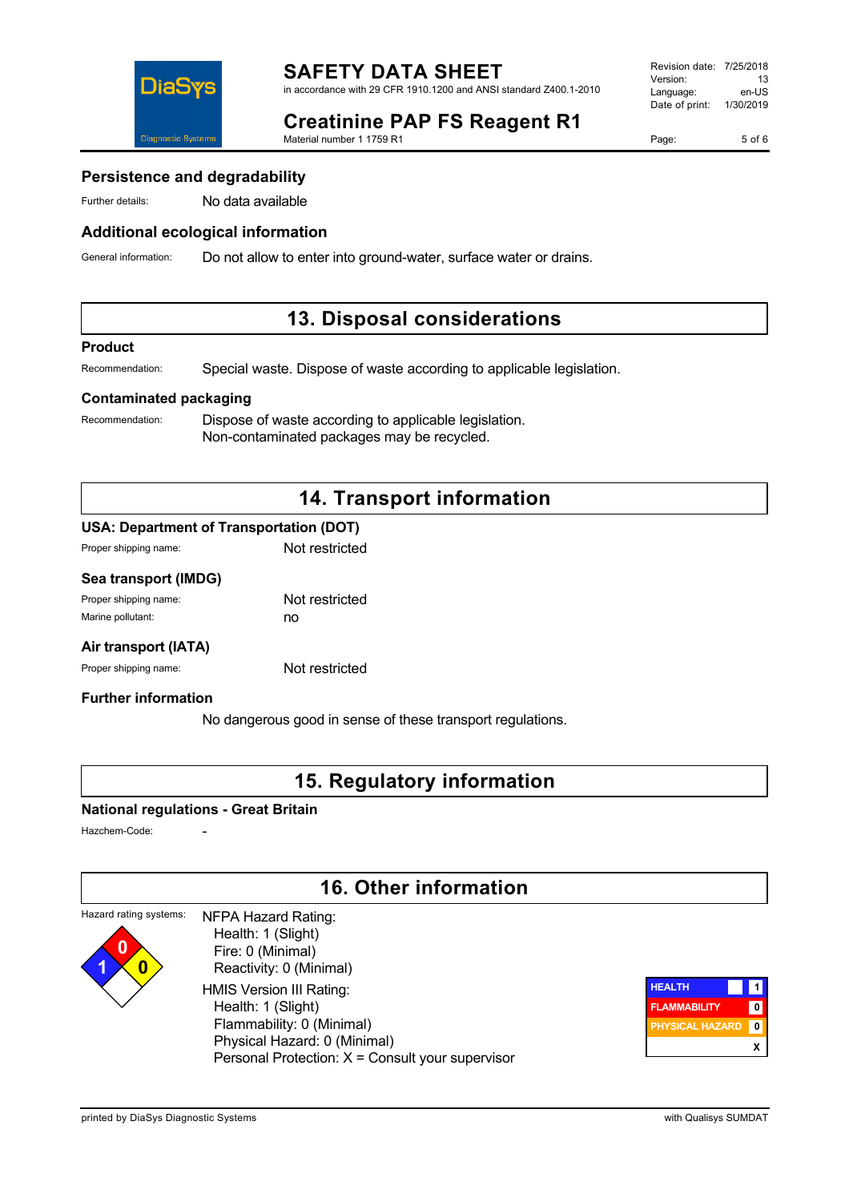### Persistence and degradability

Further details: No data available

### Additional ecological information

General information: Do not allow to enter into ground-water, surface water or drains.

## 13. Disposal considerations

### Product

Recommendation: Special waste. Dispose of waste according to applicable legislation.

### Contaminated packaging

Recommendation: Dispose of waste according to applicable legislation.
Non-contaminated packages may be recycled.

## 14. Transport information

### USA: Department of Transportation (DOT)

Proper shipping name: Not restricted

### Sea transport (IMDG)

Proper shipping name: Not restricted
Marine pollutant: no

### Air transport (IATA)

Proper shipping name: Not restricted

### Further information

No dangerous good in sense of these transport regulations.

## 15. Regulatory information

### National regulations - Great Britain

Hazchem-Code: -

## 16. Other information

Hazard rating systems:

NFPA Hazard Rating:
- Health: 1 (Slight)
- Fire: 0 (Minimal)
- Reactivity: 0 (Minimal)

HMIS Version III Rating:
- Health: 1 (Slight)
- Flammability: 0 (Minimal)
- Physical Hazard: 0 (Minimal)
- Personal Protection: X = Consult your supervisor

| | |
|---|---|
| HEALTH | 1 |
| FLAMMABILITY | 0 |
| PHYSICAL HAZARD | 0 |
| | X |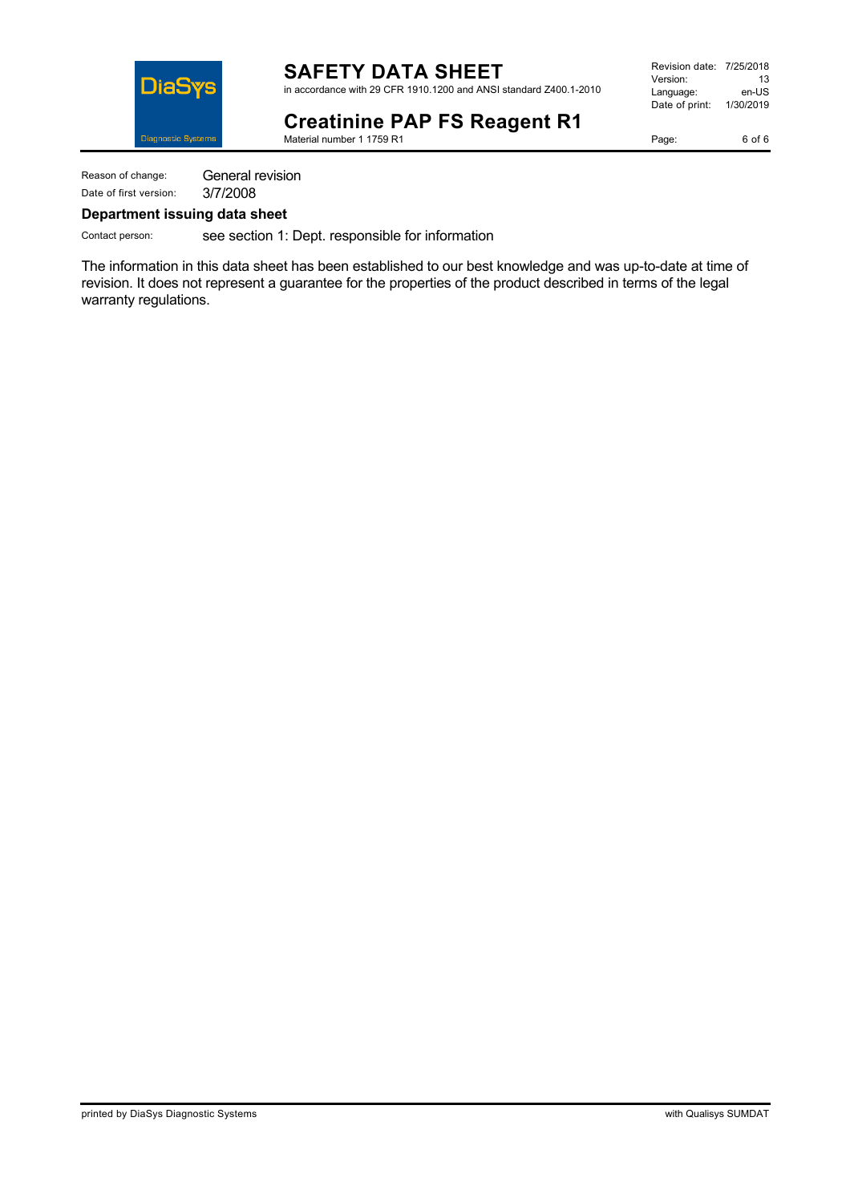Reason of change: General revision

Date of first version: 3/7/2008

**Department issuing data sheet**

Contact person: see section 1: Dept. responsible for information

The information in this data sheet has been established to our best knowledge and was up-to-date at time of revision. It does not represent a guarantee for the properties of the product described in terms of the legal warranty regulations.